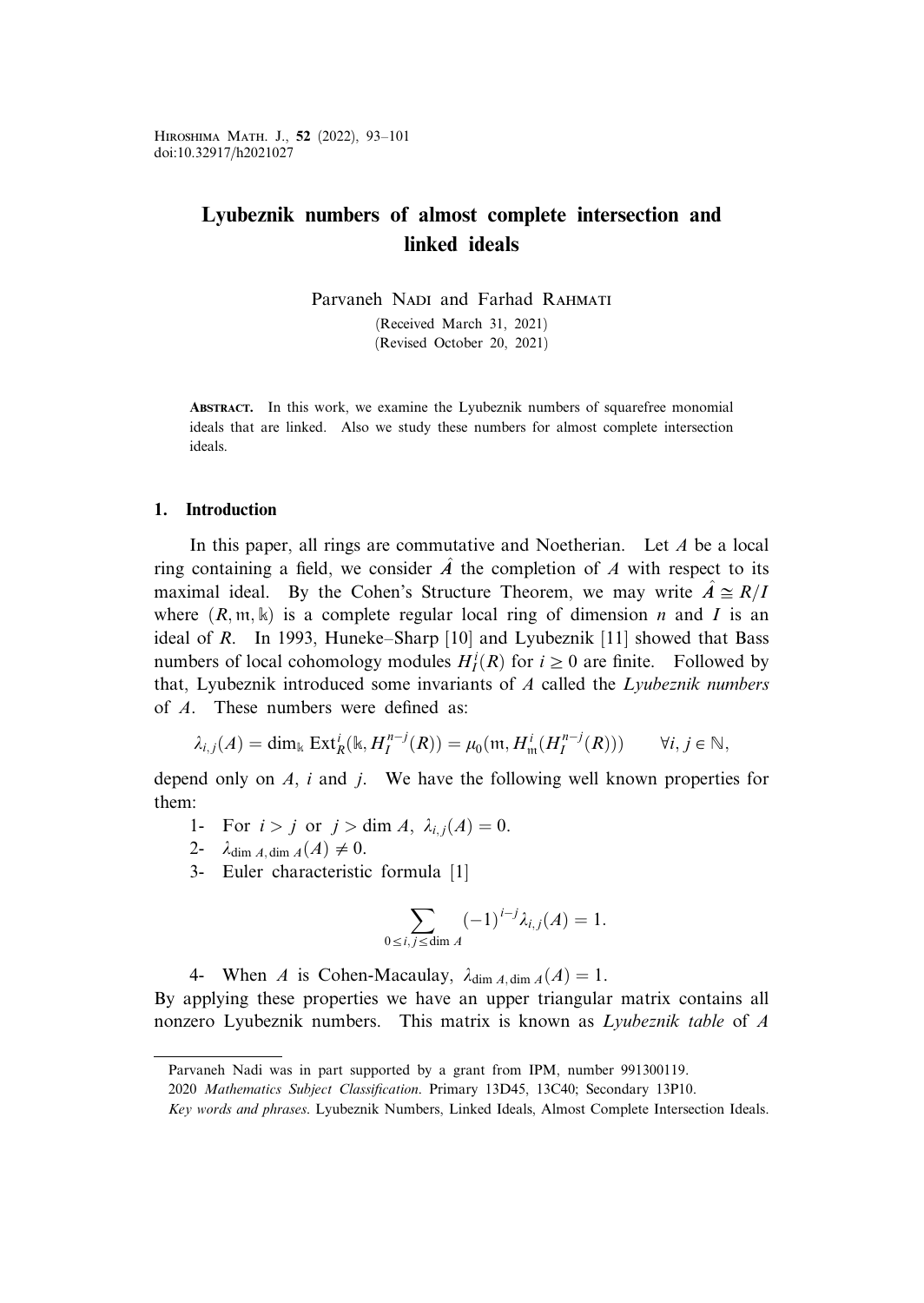# Lyubeznik numbers of almost complete intersection and linked ideals

Parvaneh Nadi and Farhad Rahmati

(Received March 31, 2021)
(Revised October 20, 2021)

**Abstract.** In this work, we examine the Lyubeznik numbers of squarefree monomial ideals that are linked. Also we study these numbers for almost complete intersection ideals.

## 1. Introduction

In this paper, all rings are commutative and Noetherian. Let $A$ be a local ring containing a field, we consider $\hat{A}$ the completion of $A$ with respect to its maximal ideal. By the Cohen's Structure Theorem, we may write $\hat{A} \cong R/I$ where $(R, \mathfrak{m}, \Bbbk)$ is a complete regular local ring of dimension $n$ and $I$ is an ideal of $R$. In 1993, Huneke–Sharp [10] and Lyubeznik [11] showed that Bass numbers of local cohomology modules $H_I^i(R)$ for $i \geq 0$ are finite. Followed by that, Lyubeznik introduced some invariants of $A$ called the *Lyubeznik numbers* of $A$. These numbers were defined as:

$$\lambda_{i,j}(A) = \dim_{\Bbbk} \operatorname{Ext}_R^i(\Bbbk, H_I^{n-j}(R)) = \mu_0(\mathfrak{m}, H_{\mathfrak{m}}^i(H_I^{n-j}(R))) \qquad \forall i, j \in \mathbb{N},$$

depend only on $A$, $i$ and $j$. We have the following well known properties for them:

1- For $i > j$ or $j > \dim A$, $\lambda_{i,j}(A) = 0$.

2- $\lambda_{\dim A, \dim A}(A) \neq 0$.

3- Euler characteristic formula [1]

$$\sum_{0 \leq i, j \leq \dim A} (-1)^{i-j} \lambda_{i,j}(A) = 1.$$

4- When $A$ is Cohen-Macaulay, $\lambda_{\dim A, \dim A}(A) = 1$.

By applying these properties we have an upper triangular matrix contains all nonzero Lyubeznik numbers. This matrix is known as *Lyubeznik table* of $A$

Parvaneh Nadi was in part supported by a grant from IPM, number 991300119.

2020 *Mathematics Subject Classification*. Primary 13D45, 13C40; Secondary 13P10.

*Key words and phrases*. Lyubeznik Numbers, Linked Ideals, Almost Complete Intersection Ideals.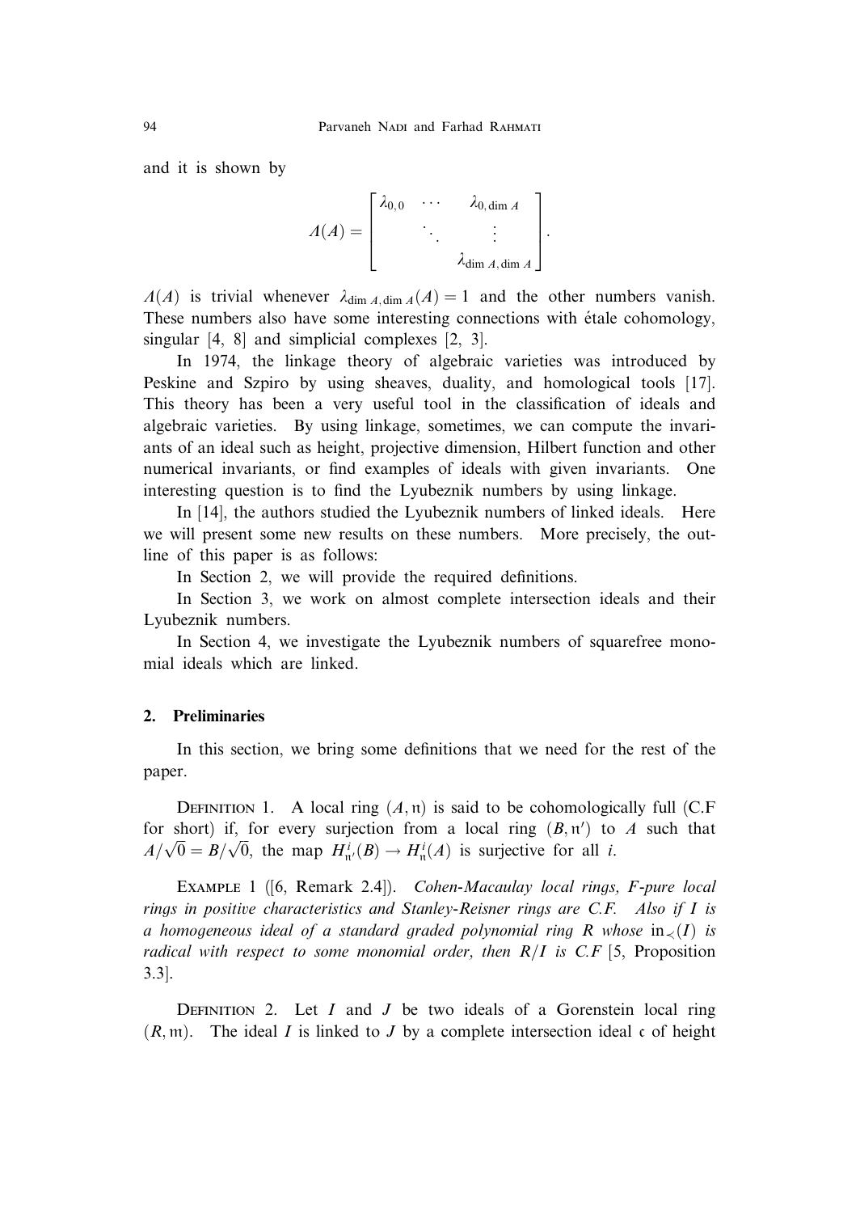and it is shown by

$$\Lambda(A) = \begin{bmatrix} \lambda_{0,0} & \cdots & \lambda_{0,\dim A} \\ & \ddots & \vdots \\ & & \lambda_{\dim A, \dim A} \end{bmatrix}.$$

$\Lambda(A)$ is trivial whenever $\lambda_{\dim A, \dim A}(A) = 1$ and the other numbers vanish. These numbers also have some interesting connections with étale cohomology, singular [4, 8] and simplicial complexes [2, 3].

In 1974, the linkage theory of algebraic varieties was introduced by Peskine and Szpiro by using sheaves, duality, and homological tools [17]. This theory has been a very useful tool in the classification of ideals and algebraic varieties. By using linkage, sometimes, we can compute the invariants of an ideal such as height, projective dimension, Hilbert function and other numerical invariants, or find examples of ideals with given invariants. One interesting question is to find the Lyubeznik numbers by using linkage.

In [14], the authors studied the Lyubeznik numbers of linked ideals. Here we will present some new results on these numbers. More precisely, the outline of this paper is as follows:

In Section 2, we will provide the required definitions.

In Section 3, we work on almost complete intersection ideals and their Lyubeznik numbers.

In Section 4, we investigate the Lyubeznik numbers of squarefree monomial ideals which are linked.

## 2. Preliminaries

In this section, we bring some definitions that we need for the rest of the paper.

Definition 1. A local ring $(A, \mathfrak{n})$ is said to be cohomologically full (C.F for short) if, for every surjection from a local ring $(B, \mathfrak{n}')$ to $A$ such that $A/\sqrt{0} = B/\sqrt{0}$, the map $H^i_{\mathfrak{n}'}(B) \to H^i_{\mathfrak{n}}(A)$ is surjective for all $i$.

Example 1 ([6, Remark 2.4]). *Cohen-Macaulay local rings, $F$-pure local rings in positive characteristics and Stanley-Reisner rings are C.F. Also if $I$ is a homogeneous ideal of a standard graded polynomial ring $R$ whose $\mathrm{in}_{<}(I)$ is radical with respect to some monomial order, then $R/I$ is C.F* [5, Proposition 3.3].

Definition 2. Let $I$ and $J$ be two ideals of a Gorenstein local ring $(R, \mathfrak{m})$. The ideal $I$ is linked to $J$ by a complete intersection ideal $\mathfrak{c}$ of height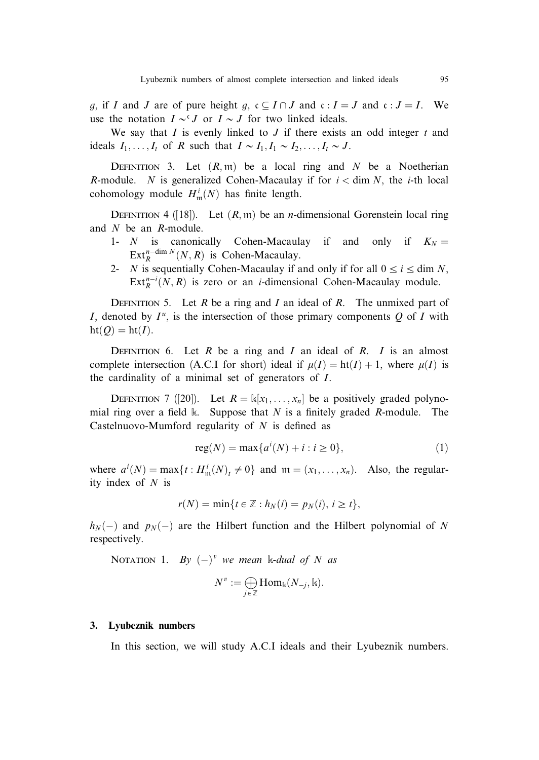$g$, if $I$ and $J$ are of pure height $g$, $\mathfrak{c} \subseteq I \cap J$ and $\mathfrak{c} : I = J$ and $\mathfrak{c} : J = I$. We use the notation $I \sim^{\mathfrak{c}} J$ or $I \sim J$ for two linked ideals.

We say that $I$ is evenly linked to $J$ if there exists an odd integer $t$ and ideals $I_1, \ldots, I_t$ of $R$ such that $I \sim I_1, I_1 \sim I_2, \ldots, I_t \sim J$.

Definition 3. Let $(R, \mathfrak{m})$ be a local ring and $N$ be a Noetherian $R$-module. $N$ is generalized Cohen-Macaulay if for $i < \dim N$, the $i$-th local cohomology module $H^i_{\mathfrak{m}}(N)$ has finite length.

Definition 4 ([18]). Let $(R, \mathfrak{m})$ be an $n$-dimensional Gorenstein local ring and $N$ be an $R$-module.

1- $N$ is canonically Cohen-Macaulay if and only if $K_N = \operatorname{Ext}_R^{n-\dim N}(N, R)$ is Cohen-Macaulay.

2- $N$ is sequentially Cohen-Macaulay if and only if for all $0 \leq i \leq \dim N$, $\operatorname{Ext}_R^{n-i}(N, R)$ is zero or an $i$-dimensional Cohen-Macaulay module.

Definition 5. Let $R$ be a ring and $I$ an ideal of $R$. The unmixed part of $I$, denoted by $I^u$, is the intersection of those primary components $Q$ of $I$ with $\operatorname{ht}(Q) = \operatorname{ht}(I)$.

Definition 6. Let $R$ be a ring and $I$ an ideal of $R$. $I$ is an almost complete intersection (A.C.I for short) ideal if $\mu(I) = \operatorname{ht}(I) + 1$, where $\mu(I)$ is the cardinality of a minimal set of generators of $I$.

Definition 7 ([20]). Let $R = \Bbbk[x_1, \ldots, x_n]$ be a positively graded polynomial ring over a field $\Bbbk$. Suppose that $N$ is a finitely graded $R$-module. The Castelnuovo-Mumford regularity of $N$ is defined as

$$\operatorname{reg}(N) = \max\{a^i(N) + i : i \geq 0\}, \tag{1}$$

where $a^i(N) = \max\{t : H^i_{\mathfrak{m}}(N)_t \neq 0\}$ and $\mathfrak{m} = (x_1, \ldots, x_n)$. Also, the regularity index of $N$ is

$$r(N) = \min\{t \in \mathbb{Z} : h_N(i) = p_N(i),\ i \geq t\},$$

$h_N(-)$ and $p_N(-)$ are the Hilbert function and the Hilbert polynomial of $N$ respectively.

Notation 1. *By $(-)^v$ we mean $\Bbbk$-dual of $N$ as*

$$N^v := \bigoplus_{j \in \mathbb{Z}} \operatorname{Hom}_{\Bbbk}(N_{-j}, \Bbbk).$$

## 3. Lyubeznik numbers

In this section, we will study A.C.I ideals and their Lyubeznik numbers.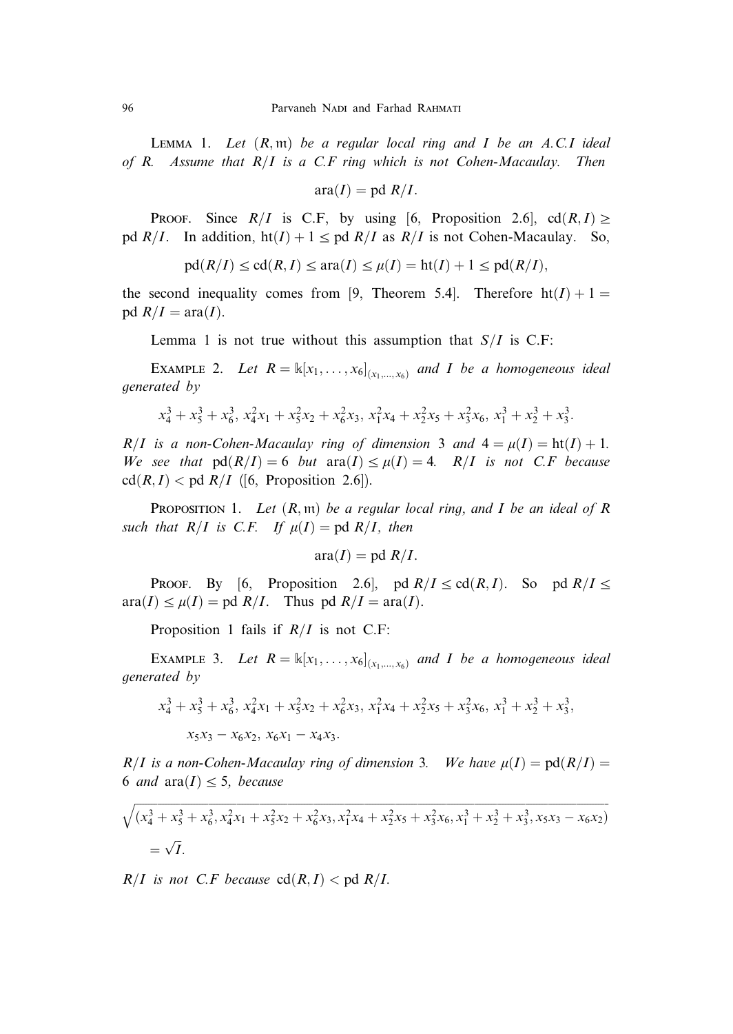**Lemma 1.** *Let $(R, \mathfrak{m})$ be a regular local ring and $I$ be an A.C.I ideal of $R$. Assume that $R/I$ is a C.F ring which is not Cohen-Macaulay. Then*

$$\operatorname{ara}(I) = \operatorname{pd} R/I.$$

Proof. Since $R/I$ is C.F, by using [6, Proposition 2.6], $\operatorname{cd}(R, I) \geq \operatorname{pd} R/I$. In addition, $\operatorname{ht}(I) + 1 \leq \operatorname{pd} R/I$ as $R/I$ is not Cohen-Macaulay. So,

$$\operatorname{pd}(R/I) \leq \operatorname{cd}(R, I) \leq \operatorname{ara}(I) \leq \mu(I) = \operatorname{ht}(I) + 1 \leq \operatorname{pd}(R/I),$$

the second inequality comes from [9, Theorem 5.4]. Therefore $\operatorname{ht}(I) + 1 = \operatorname{pd} R/I = \operatorname{ara}(I)$.

Lemma 1 is not true without this assumption that $S/I$ is C.F:

**Example 2.** *Let $R = \mathbb{k}[x_1, \dots, x_6]_{(x_1, \dots, x_6)}$ and $I$ be a homogeneous ideal generated by*

$$x_4^3 + x_5^3 + x_6^3,\ x_4^2 x_1 + x_5^2 x_2 + x_6^2 x_3,\ x_1^2 x_4 + x_2^2 x_5 + x_3^2 x_6,\ x_1^3 + x_2^3 + x_3^3.$$

*$R/I$ is a non-Cohen-Macaulay ring of dimension 3 and $4 = \mu(I) = \operatorname{ht}(I) + 1$. We see that $\operatorname{pd}(R/I) = 6$ but $\operatorname{ara}(I) \leq \mu(I) = 4$. $R/I$ is not C.F because $\operatorname{cd}(R, I) < \operatorname{pd} R/I$ ([6, Proposition 2.6]).*

**Proposition 1.** *Let $(R, \mathfrak{m})$ be a regular local ring, and $I$ be an ideal of $R$ such that $R/I$ is C.F. If $\mu(I) = \operatorname{pd} R/I$, then*

$$\operatorname{ara}(I) = \operatorname{pd} R/I.$$

Proof. By [6, Proposition 2.6], $\operatorname{pd} R/I \leq \operatorname{cd}(R, I)$. So $\operatorname{pd} R/I \leq \operatorname{ara}(I) \leq \mu(I) = \operatorname{pd} R/I$. Thus $\operatorname{pd} R/I = \operatorname{ara}(I)$.

Proposition 1 fails if $R/I$ is not C.F:

**Example 3.** *Let $R = \mathbb{k}[x_1, \dots, x_6]_{(x_1, \dots, x_6)}$ and $I$ be a homogeneous ideal generated by*

$$x_4^3 + x_5^3 + x_6^3,\ x_4^2 x_1 + x_5^2 x_2 + x_6^2 x_3,\ x_1^2 x_4 + x_2^2 x_5 + x_3^2 x_6,\ x_1^3 + x_2^3 + x_3^3,$$
$$x_5 x_3 - x_6 x_2,\ x_6 x_1 - x_4 x_3.$$

*$R/I$ is a non-Cohen-Macaulay ring of dimension 3. We have $\mu(I) = \operatorname{pd}(R/I) = 6$ and $\operatorname{ara}(I) \leq 5$, because*

$$\sqrt{(x_4^3 + x_5^3 + x_6^3, x_4^2 x_1 + x_5^2 x_2 + x_6^2 x_3, x_1^2 x_4 + x_2^2 x_5 + x_3^2 x_6, x_1^3 + x_2^3 + x_3^3, x_5 x_3 - x_6 x_2)}$$
$$= \sqrt{I}.$$

*$R/I$ is not C.F because $\operatorname{cd}(R, I) < \operatorname{pd} R/I$.*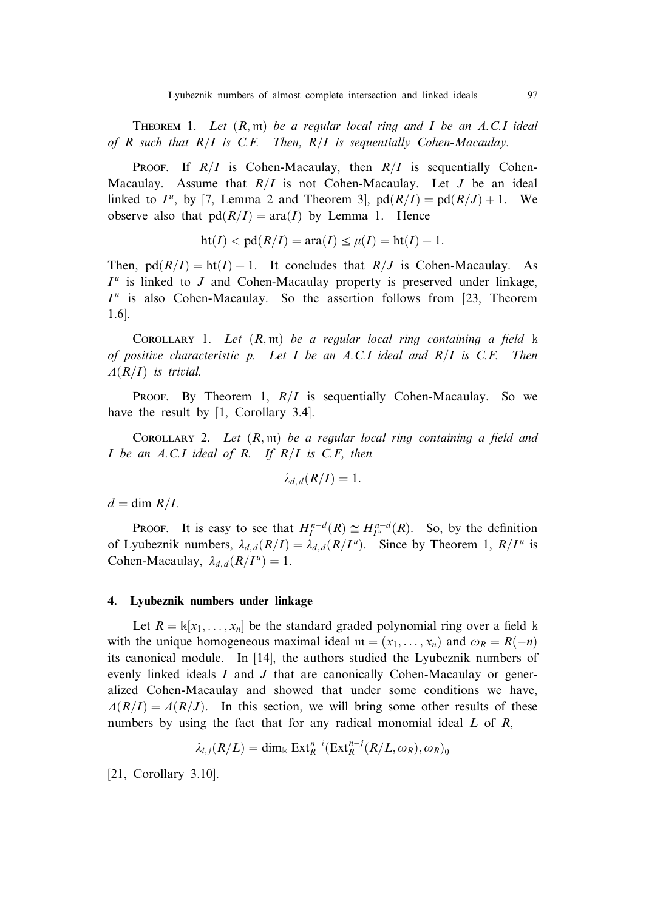**Theorem 1.** *Let $(R, \mathfrak{m})$ be a regular local ring and $I$ be an A.C.I ideal of $R$ such that $R/I$ is C.F. Then, $R/I$ is sequentially Cohen-Macaulay.*

**Proof.** If $R/I$ is Cohen-Macaulay, then $R/I$ is sequentially Cohen-Macaulay. Assume that $R/I$ is not Cohen-Macaulay. Let $J$ be an ideal linked to $I^u$, by [7, Lemma 2 and Theorem 3], $\mathrm{pd}(R/I) = \mathrm{pd}(R/J) + 1$. We observe also that $\mathrm{pd}(R/I) = \mathrm{ara}(I)$ by Lemma 1. Hence

$$\mathrm{ht}(I) < \mathrm{pd}(R/I) = \mathrm{ara}(I) \leq \mu(I) = \mathrm{ht}(I) + 1.$$

Then, $\mathrm{pd}(R/I) = \mathrm{ht}(I) + 1$. It concludes that $R/J$ is Cohen-Macaulay. As $I^u$ is linked to $J$ and Cohen-Macaulay property is preserved under linkage, $I^u$ is also Cohen-Macaulay. So the assertion follows from [23, Theorem 1.6].

**Corollary 1.** *Let $(R, \mathfrak{m})$ be a regular local ring containing a field $\mathbb{k}$ of positive characteristic $p$. Let $I$ be an A.C.I ideal and $R/I$ is C.F. Then $\Lambda(R/I)$ is trivial.*

**Proof.** By Theorem 1, $R/I$ is sequentially Cohen-Macaulay. So we have the result by [1, Corollary 3.4].

**Corollary 2.** *Let $(R, \mathfrak{m})$ be a regular local ring containing a field and $I$ be an A.C.I ideal of $R$. If $R/I$ is C.F, then*

$$\lambda_{d,d}(R/I) = 1.$$

*$d = \dim R/I$.*

**Proof.** It is easy to see that $H_I^{n-d}(R) \cong H_{I^u}^{n-d}(R)$. So, by the definition of Lyubeznik numbers, $\lambda_{d,d}(R/I) = \lambda_{d,d}(R/I^u)$. Since by Theorem 1, $R/I^u$ is Cohen-Macaulay, $\lambda_{d,d}(R/I^u) = 1$.

## 4. Lyubeznik numbers under linkage

Let $R = \mathbb{k}[x_1, \ldots, x_n]$ be the standard graded polynomial ring over a field $\mathbb{k}$ with the unique homogeneous maximal ideal $\mathfrak{m} = (x_1, \ldots, x_n)$ and $\omega_R = R(-n)$ its canonical module. In [14], the authors studied the Lyubeznik numbers of evenly linked ideals $I$ and $J$ that are canonically Cohen-Macaulay or generalized Cohen-Macaulay and showed that under some conditions we have, $\Lambda(R/I) = \Lambda(R/J)$. In this section, we will bring some other results of these numbers by using the fact that for any radical monomial ideal $L$ of $R$,

$$\lambda_{i,j}(R/L) = \dim_{\mathbb{k}} \mathrm{Ext}_R^{n-i}(\mathrm{Ext}_R^{n-j}(R/L, \omega_R), \omega_R)_0$$

[21, Corollary 3.10].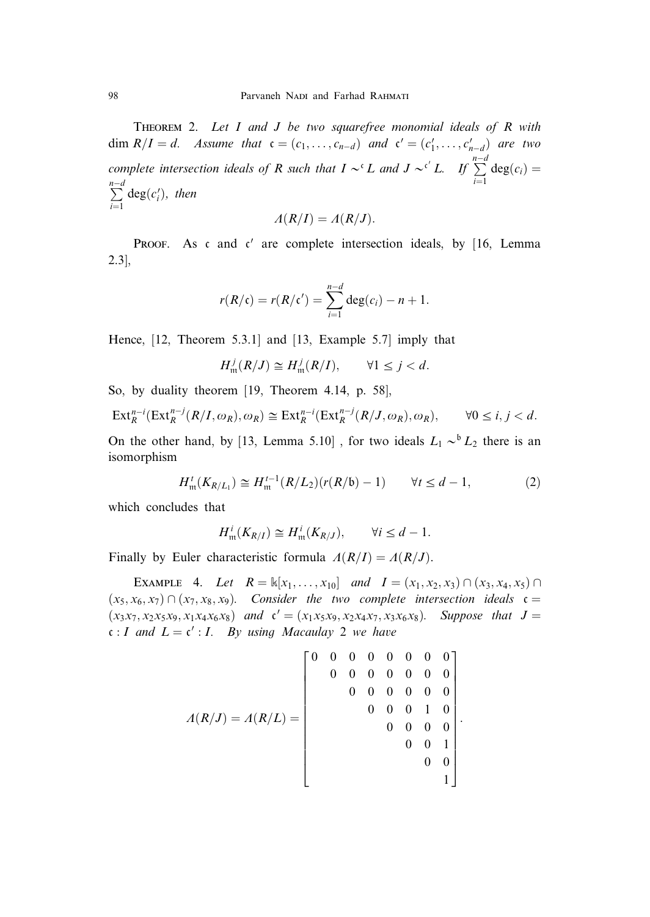**Theorem 2.** *Let $I$ and $J$ be two squarefree monomial ideals of $R$ with $\dim R/I = d$. Assume that $\mathfrak{c} = (c_1, \dots, c_{n-d})$ and $\mathfrak{c}' = (c'_1, \dots, c'_{n-d})$ are two complete intersection ideals of $R$ such that $I \sim^{\mathfrak{c}} L$ and $J \sim^{\mathfrak{c}'} L$. If $\sum_{i=1}^{n-d} \deg(c_i) = \sum_{i=1}^{n-d} \deg(c'_i)$, then*

$$\Lambda(R/I) = \Lambda(R/J).$$

Proof. As $\mathfrak{c}$ and $\mathfrak{c}'$ are complete intersection ideals, by [16, Lemma 2.3],

$$r(R/\mathfrak{c}) = r(R/\mathfrak{c}') = \sum_{i=1}^{n-d} \deg(c_i) - n + 1.$$

Hence, [12, Theorem 5.3.1] and [13, Example 5.7] imply that

$$H^j_{\mathfrak{m}}(R/J) \cong H^j_{\mathfrak{m}}(R/I), \qquad \forall 1 \leq j < d.$$

So, by duality theorem [19, Theorem 4.14, p. 58],

$$\operatorname{Ext}^{n-i}_R(\operatorname{Ext}^{n-j}_R(R/I, \omega_R), \omega_R) \cong \operatorname{Ext}^{n-i}_R(\operatorname{Ext}^{n-j}_R(R/J, \omega_R), \omega_R), \qquad \forall 0 \leq i, j < d.$$

On the other hand, by [13, Lemma 5.10] , for two ideals $L_1 \sim^{\mathfrak{b}} L_2$ there is an isomorphism

$$H^t_{\mathfrak{m}}(K_{R/L_1}) \cong H^{t-1}_{\mathfrak{m}}(R/L_2)(r(R/\mathfrak{b}) - 1) \qquad \forall t \leq d-1, \tag{2}$$

which concludes that

$$H^i_{\mathfrak{m}}(K_{R/I}) \cong H^i_{\mathfrak{m}}(K_{R/J}), \qquad \forall i \leq d-1.$$

Finally by Euler characteristic formula $\Lambda(R/I) = \Lambda(R/J)$.

**Example 4.** *Let $R = \mathbb{k}[x_1, \dots, x_{10}]$ and $I = (x_1, x_2, x_3) \cap (x_3, x_4, x_5) \cap (x_5, x_6, x_7) \cap (x_7, x_8, x_9)$. Consider the two complete intersection ideals $\mathfrak{c} = (x_3x_7, x_2x_5x_9, x_1x_4x_6x_8)$ and $\mathfrak{c}' = (x_1x_5x_9, x_2x_4x_7, x_3x_6x_8)$. Suppose that $J = \mathfrak{c} : I$ and $L = \mathfrak{c}' : I$. By using Macaulay 2 we have*

$$\Lambda(R/J) = \Lambda(R/L) = \begin{bmatrix} 0 & 0 & 0 & 0 & 0 & 0 & 0 & 0 \\ & 0 & 0 & 0 & 0 & 0 & 0 & 0 \\ & & 0 & 0 & 0 & 0 & 0 & 0 \\ & & & 0 & 0 & 0 & 1 & 0 \\ & & & & 0 & 0 & 0 & 0 \\ & & & & & 0 & 0 & 1 \\ & & & & & & 0 & 0 \\ & & & & & & & 1 \end{bmatrix}.$$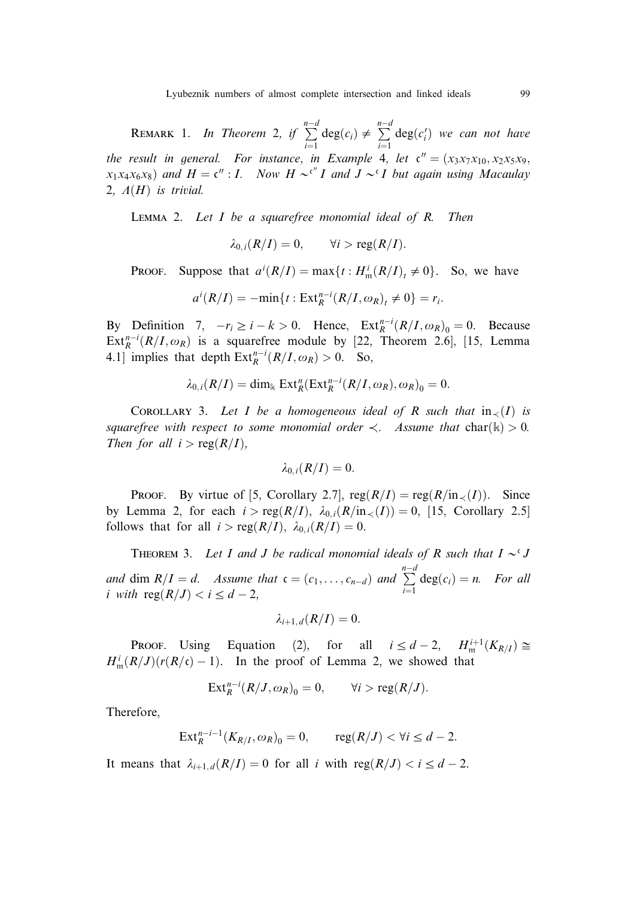**Remark 1.** *In Theorem 2, if* $\sum_{i=1}^{n-d} \deg(c_i) \neq \sum_{i=1}^{n-d} \deg(c_i')$ *we can not have the result in general. For instance, in Example 4, let* $\mathfrak{c}'' = (x_3x_7x_{10}, x_2x_5x_9, x_1x_4x_6x_8)$ *and* $H = \mathfrak{c}'' : I$. *Now* $H \sim^{\mathfrak{c}''} I$ *and* $J \sim^{\mathfrak{c}} I$ *but again using Macaulay 2,* $\Lambda(H)$ *is trivial.*

**Lemma 2.** *Let* $I$ *be a squarefree monomial ideal of* $R$. *Then*

$$\lambda_{0,i}(R/I) = 0, \qquad \forall i > \operatorname{reg}(R/I).$$

**Proof.** Suppose that $a^i(R/I) = \max\{t : H_{\mathfrak{m}}^i(R/I)_t \neq 0\}$. So, we have

$$a^i(R/I) = -\min\{t : \operatorname{Ext}_R^{n-i}(R/I, \omega_R)_t \neq 0\} = r_i.$$

By Definition 7, $-r_i \geq i - k > 0$. Hence, $\operatorname{Ext}_R^{n-i}(R/I, \omega_R)_0 = 0$. Because $\operatorname{Ext}_R^{n-i}(R/I, \omega_R)$ is a squarefree module by [22, Theorem 2.6], [15, Lemma 4.1] implies that depth $\operatorname{Ext}_R^{n-i}(R/I, \omega_R) > 0$. So,

$$\lambda_{0,i}(R/I) = \dim_{\Bbbk} \operatorname{Ext}_R^n(\operatorname{Ext}_R^{n-i}(R/I, \omega_R), \omega_R)_0 = 0.$$

**Corollary 3.** *Let* $I$ *be a homogeneous ideal of* $R$ *such that* $\operatorname{in}_\prec(I)$ *is squarefree with respect to some monomial order* $\prec$. *Assume that* $\operatorname{char}(\Bbbk) > 0$. *Then for all* $i > \operatorname{reg}(R/I)$,

$$\lambda_{0,i}(R/I) = 0.$$

**Proof.** By virtue of [5, Corollary 2.7], $\operatorname{reg}(R/I) = \operatorname{reg}(R/\operatorname{in}_\prec(I))$. Since by Lemma 2, for each $i > \operatorname{reg}(R/I)$, $\lambda_{0,i}(R/\operatorname{in}_\prec(I)) = 0$, [15, Corollary 2.5] follows that for all $i > \operatorname{reg}(R/I)$, $\lambda_{0,i}(R/I) = 0$.

**Theorem 3.** *Let* $I$ *and* $J$ *be radical monomial ideals of* $R$ *such that* $I \sim^{\mathfrak{c}} J$ *and* $\dim R/I = d$. *Assume that* $\mathfrak{c} = (c_1, \ldots, c_{n-d})$ *and* $\sum_{i=1}^{n-d} \deg(c_i) = n$. *For all* $i$ *with* $\operatorname{reg}(R/J) < i \leq d-2$,

$$\lambda_{i+1,d}(R/I) = 0.$$

**Proof.** Using Equation (2), for all $i \leq d-2$, $H_{\mathfrak{m}}^{i+1}(K_{R/I}) \cong H_{\mathfrak{m}}^i(R/J)(r(R/\mathfrak{c}) - 1)$. In the proof of Lemma 2, we showed that

$$\operatorname{Ext}_R^{n-i}(R/J, \omega_R)_0 = 0, \qquad \forall i > \operatorname{reg}(R/J).$$

Therefore,

$$\operatorname{Ext}_R^{n-i-1}(K_{R/I}, \omega_R)_0 = 0, \qquad \operatorname{reg}(R/J) < \forall i \leq d-2.$$

It means that $\lambda_{i+1,d}(R/I) = 0$ for all $i$ with $\operatorname{reg}(R/J) < i \leq d-2$.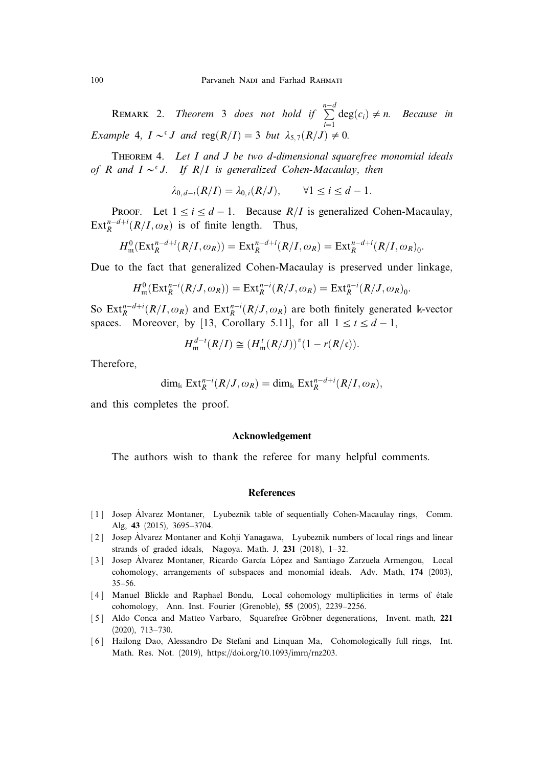**Remark 2.** *Theorem 3 does not hold if* $\sum_{i=1}^{n-d} \deg(c_i) \neq n$. *Because in Example 4,* $I \sim^{\mathfrak{c}} J$ *and* $\operatorname{reg}(R/I) = 3$ *but* $\lambda_{5,7}(R/J) \neq 0$.

**Theorem 4.** *Let $I$ and $J$ be two $d$-dimensional squarefree monomial ideals of $R$ and $I \sim^{\mathfrak{c}} J$. If $R/I$ is generalized Cohen-Macaulay, then*

$$\lambda_{0,d-i}(R/I) = \lambda_{0,i}(R/J), \qquad \forall 1 \leq i \leq d-1.$$

**Proof.** Let $1 \leq i \leq d-1$. Because $R/I$ is generalized Cohen-Macaulay, $\operatorname{Ext}_R^{n-d+i}(R/I, \omega_R)$ is of finite length. Thus,

$$H_{\mathfrak{m}}^0(\operatorname{Ext}_R^{n-d+i}(R/I, \omega_R)) = \operatorname{Ext}_R^{n-d+i}(R/I, \omega_R) = \operatorname{Ext}_R^{n-d+i}(R/I, \omega_R)_0.$$

Due to the fact that generalized Cohen-Macaulay is preserved under linkage,

$$H_{\mathfrak{m}}^0(\operatorname{Ext}_R^{n-i}(R/J, \omega_R)) = \operatorname{Ext}_R^{n-i}(R/J, \omega_R) = \operatorname{Ext}_R^{n-i}(R/J, \omega_R)_0.$$

So $\operatorname{Ext}_R^{n-d+i}(R/I, \omega_R)$ and $\operatorname{Ext}_R^{n-i}(R/J, \omega_R)$ are both finitely generated $\Bbbk$-vector spaces. Moreover, by [13, Corollary 5.11], for all $1 \leq t \leq d-1$,

$$H_{\mathfrak{m}}^{d-t}(R/I) \cong (H_{\mathfrak{m}}^t(R/J))^v(1 - r(R/\mathfrak{c})).$$

Therefore,

$$\dim_{\Bbbk} \operatorname{Ext}_R^{n-i}(R/J, \omega_R) = \dim_{\Bbbk} \operatorname{Ext}_R^{n-d+i}(R/I, \omega_R),$$

and this completes the proof.

## Acknowledgement

The authors wish to thank the referee for many helpful comments.

## References

[1] Josep Àlvarez Montaner, Lyubeznik table of sequentially Cohen-Macaulay rings, Comm. Alg, **43** (2015), 3695–3704.

[2] Josep Àlvarez Montaner and Kohji Yanagawa, Lyubeznik numbers of local rings and linear strands of graded ideals, Nagoya. Math. J, **231** (2018), 1–32.

[3] Josep Àlvarez Montaner, Ricardo García López and Santiago Zarzuela Armengou, Local cohomology, arrangements of subspaces and monomial ideals, Adv. Math, **174** (2003), 35–56.

[4] Manuel Blickle and Raphael Bondu, Local cohomology multiplicities in terms of étale cohomology, Ann. Inst. Fourier (Grenoble), **55** (2005), 2239–2256.

[5] Aldo Conca and Matteo Varbaro, Squarefree Gröbner degenerations, Invent. math, **221** (2020), 713–730.

[6] Hailong Dao, Alessandro De Stefani and Linquan Ma, Cohomologically full rings, Int. Math. Res. Not. (2019), https://doi.org/10.1093/imrn/rnz203.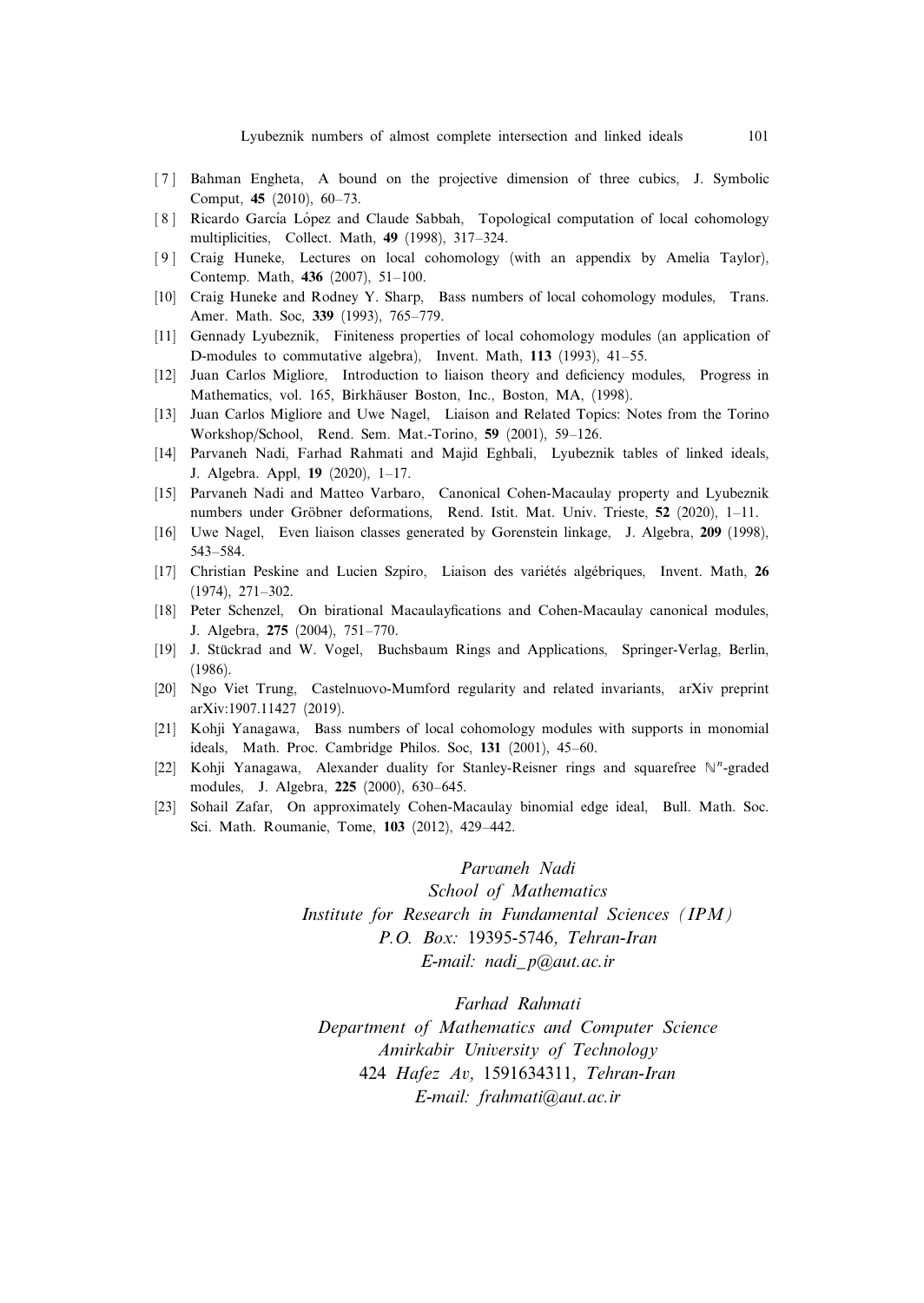[7] Bahman Engheta, A bound on the projective dimension of three cubics, J. Symbolic Comput, **45** (2010), 60–73.

[8] Ricardo García López and Claude Sabbah, Topological computation of local cohomology multiplicities, Collect. Math, **49** (1998), 317–324.

[9] Craig Huneke, Lectures on local cohomology (with an appendix by Amelia Taylor), Contemp. Math, **436** (2007), 51–100.

[10] Craig Huneke and Rodney Y. Sharp, Bass numbers of local cohomology modules, Trans. Amer. Math. Soc, **339** (1993), 765–779.

[11] Gennady Lyubeznik, Finiteness properties of local cohomology modules (an application of D-modules to commutative algebra), Invent. Math, **113** (1993), 41–55.

[12] Juan Carlos Migliore, Introduction to liaison theory and deficiency modules, Progress in Mathematics, vol. 165, Birkhäuser Boston, Inc., Boston, MA, (1998).

[13] Juan Carlos Migliore and Uwe Nagel, Liaison and Related Topics: Notes from the Torino Workshop/School, Rend. Sem. Mat.-Torino, **59** (2001), 59–126.

[14] Parvaneh Nadi, Farhad Rahmati and Majid Eghbali, Lyubeznik tables of linked ideals, J. Algebra. Appl, **19** (2020), 1–17.

[15] Parvaneh Nadi and Matteo Varbaro, Canonical Cohen-Macaulay property and Lyubeznik numbers under Gröbner deformations, Rend. Istit. Mat. Univ. Trieste, **52** (2020), 1–11.

[16] Uwe Nagel, Even liaison classes generated by Gorenstein linkage, J. Algebra, **209** (1998), 543–584.

[17] Christian Peskine and Lucien Szpiro, Liaison des variétés algébriques, Invent. Math, **26** (1974), 271–302.

[18] Peter Schenzel, On birational Macaulayfications and Cohen-Macaulay canonical modules, J. Algebra, **275** (2004), 751–770.

[19] J. Stückrad and W. Vogel, Buchsbaum Rings and Applications, Springer-Verlag, Berlin, (1986).

[20] Ngo Viet Trung, Castelnuovo-Mumford regularity and related invariants, arXiv preprint arXiv:1907.11427 (2019).

[21] Kohji Yanagawa, Bass numbers of local cohomology modules with supports in monomial ideals, Math. Proc. Cambridge Philos. Soc, **131** (2001), 45–60.

[22] Kohji Yanagawa, Alexander duality for Stanley-Reisner rings and squarefree $\mathbb{N}^n$-graded modules, J. Algebra, **225** (2000), 630–645.

[23] Sohail Zafar, On approximately Cohen-Macaulay binomial edge ideal, Bull. Math. Soc. Sci. Math. Roumanie, Tome, **103** (2012), 429–442.

*Parvaneh Nadi*
*School of Mathematics*
*Institute for Research in Fundamental Sciences (IPM)*
*P.O. Box:* 19395-5746, *Tehran-Iran*
*E-mail: nadi_p@aut.ac.ir*

*Farhad Rahmati*
*Department of Mathematics and Computer Science*
*Amirkabir University of Technology*
424 *Hafez Av*, 1591634311, *Tehran-Iran*
*E-mail: frahmati@aut.ac.ir*